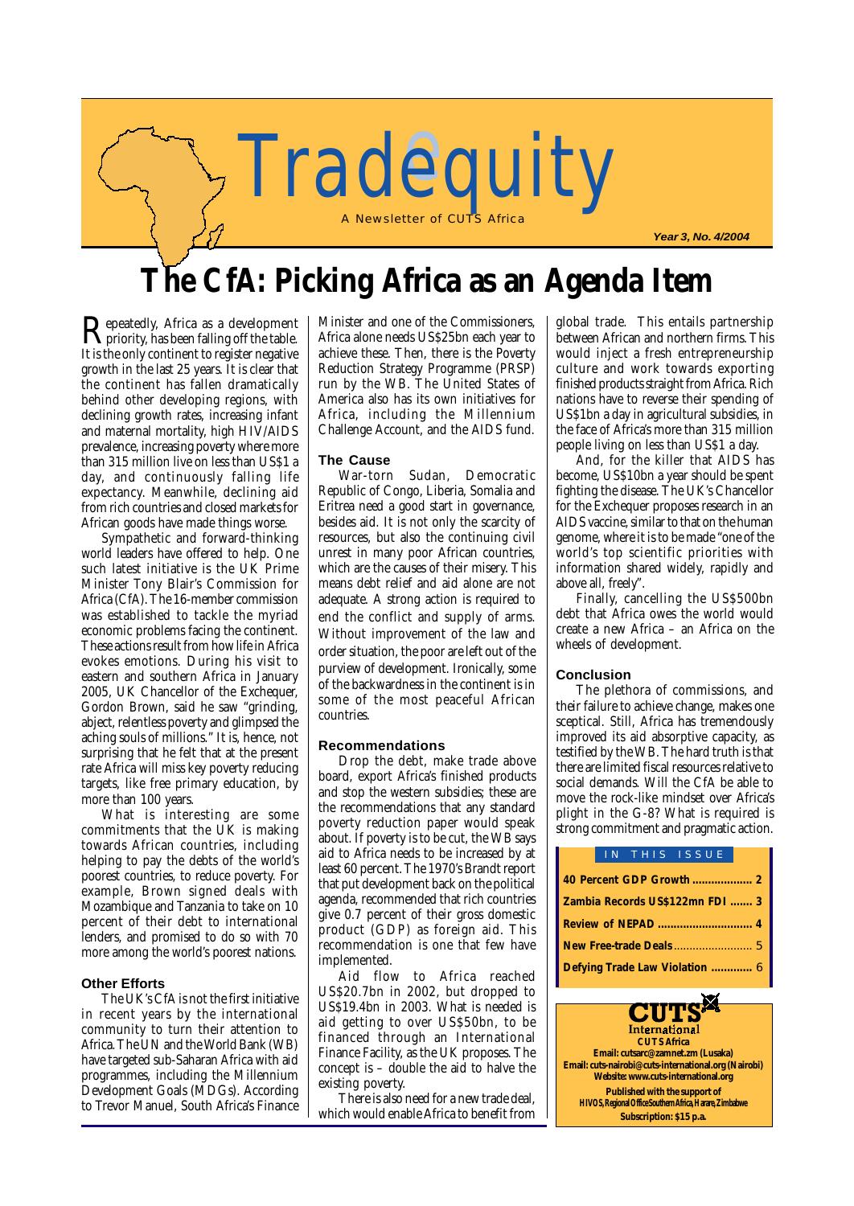# Tradequity

A Newsletter of CUTS Africa

**Year 3, No. 4/2004**

# The CfA: Picking Africa as an Agenda Item

Repeatedly, Africa as a development priority, has been falling off the table. It is the only continent to register negative growth in the last 25 years. It is clear that the continent has fallen dramatically behind other developing regions, with declining growth rates, increasing infant and maternal mortality, high HIV/AIDS prevalence, increasing poverty where more than 315 million live on less than US$1 a day, and continuously falling life expectancy. Meanwhile, declining aid from rich countries and closed markets for African goods have made things worse.

Sympathetic and forward-thinking world leaders have offered to help. One such latest initiative is the UK Prime Minister Tony Blair's Commission for Africa (CfA). The 16-member commission was established to tackle the myriad economic problems facing the continent. These actions result from how life in Africa evokes emotions. During his visit to eastern and southern Africa in January 2005, UK Chancellor of the Exchequer, Gordon Brown, said he saw "grinding, abject, relentless poverty and glimpsed the aching souls of millions." It is, hence, not surprising that he felt that at the present rate Africa will miss key poverty reducing targets, like free primary education, by more than 100 years.

What is interesting are some commitments that the UK is making towards African countries, including helping to pay the debts of the world's poorest countries, to reduce poverty. For example, Brown signed deals with Mozambique and Tanzania to take on 10 percent of their debt to international lenders, and promised to do so with 70 more among the world's poorest nations.

### Other Efforts

The UK's CfA is not the first initiative in recent years by the international community to turn their attention to Africa. The UN and the World Bank (WB) have targeted sub-Saharan Africa with aid programmes, including the Millennium Development Goals (MDGs). According to Trevor Manuel, South Africa's Finance Minister and one of the Commissioners, Africa alone needs US$25bn each year to achieve these. Then, there is the Poverty Reduction Strategy Programme (PRSP) run by the WB. The United States of America also has its own initiatives for Africa, including the Millennium Challenge Account, and the AIDS fund.

### The Cause

War-torn Sudan, Democratic Republic of Congo, Liberia, Somalia and Eritrea need a good start in governance, besides aid. It is not only the scarcity of resources, but also the continuing civil unrest in many poor African countries, which are the causes of their misery. This means debt relief and aid alone are not adequate. A strong action is required to end the conflict and supply of arms. Without improvement of the law and order situation, the poor are left out of the purview of development. Ironically, some of the backwardness in the continent is in some of the most peaceful African countries.

### Recommendations

Drop the debt, make trade above board, export Africa's finished products and stop the western subsidies; these are the recommendations that any standard poverty reduction paper would speak about. If poverty is to be cut, the WB says aid to Africa needs to be increased by at least 60 percent. The 1970's Brandt report that put development back on the political agenda, recommended that rich countries give 0.7 percent of their gross domestic product (GDP) as foreign aid. This recommendation is one that few have implemented.

Aid flow to Africa reached US$20.7bn in 2002, but dropped to US$19.4bn in 2003. What is needed is aid getting to over US$50bn, to be financed through an International Finance Facility, as the UK proposes. The concept is – double the aid to halve the existing poverty.

There is also need for a new trade deal, which would enable Africa to benefit from global trade. This entails partnership between African and northern firms. This would inject a fresh entrepreneurship culture and work towards exporting finished products straight from Africa. Rich nations have to reverse their spending of US$1bn a day in agricultural subsidies, in the face of Africa's more than 315 million people living on less than US$1 a day.

And, for the killer that AIDS has become, US$10bn a year should be spent fighting the disease. The UK's Chancellor for the Exchequer proposes research in an AIDS vaccine, similar to that on the human genome, where it is to be made "one of the world's top scientific priorities with information shared widely, rapidly and above all, freely".

Finally, cancelling the US$500bn debt that Africa owes the world would create a new Africa – an Africa on the wheels of development.

### Conclusion

The plethora of commissions, and their failure to achieve change, makes one sceptical. Still, Africa has tremendously improved its aid absorptive capacity, as testified by the WB. The hard truth is that there are limited fiscal resources relative to social demands. Will the CfA be able to move the rock-like mindset over Africa's plight in the G-8? What is required is strong commitment and pragmatic action.

**IN THIS ISSUE**

- **40 Percent GDP Growth** ... 2
- **Zambia Records US$122mn FDI** ... 3
- **Review of NEPAD** ... 4
- **New Free-trade Deals** ... 5
- **Defying Trade Law Violation** ... 6

**CUTS International**
**CUTS Africa**
**Email: cutsarc@zamnet.zm (Lusaka)**
**Email: cuts-nairobi@cuts-international.org (Nairobi)**
**Website: www.cuts-international.org**
**Published with the support of HIVOS, Regional Office Southern Africa, Harare, Zimbabwe**
**Subscription: $15 p.a.**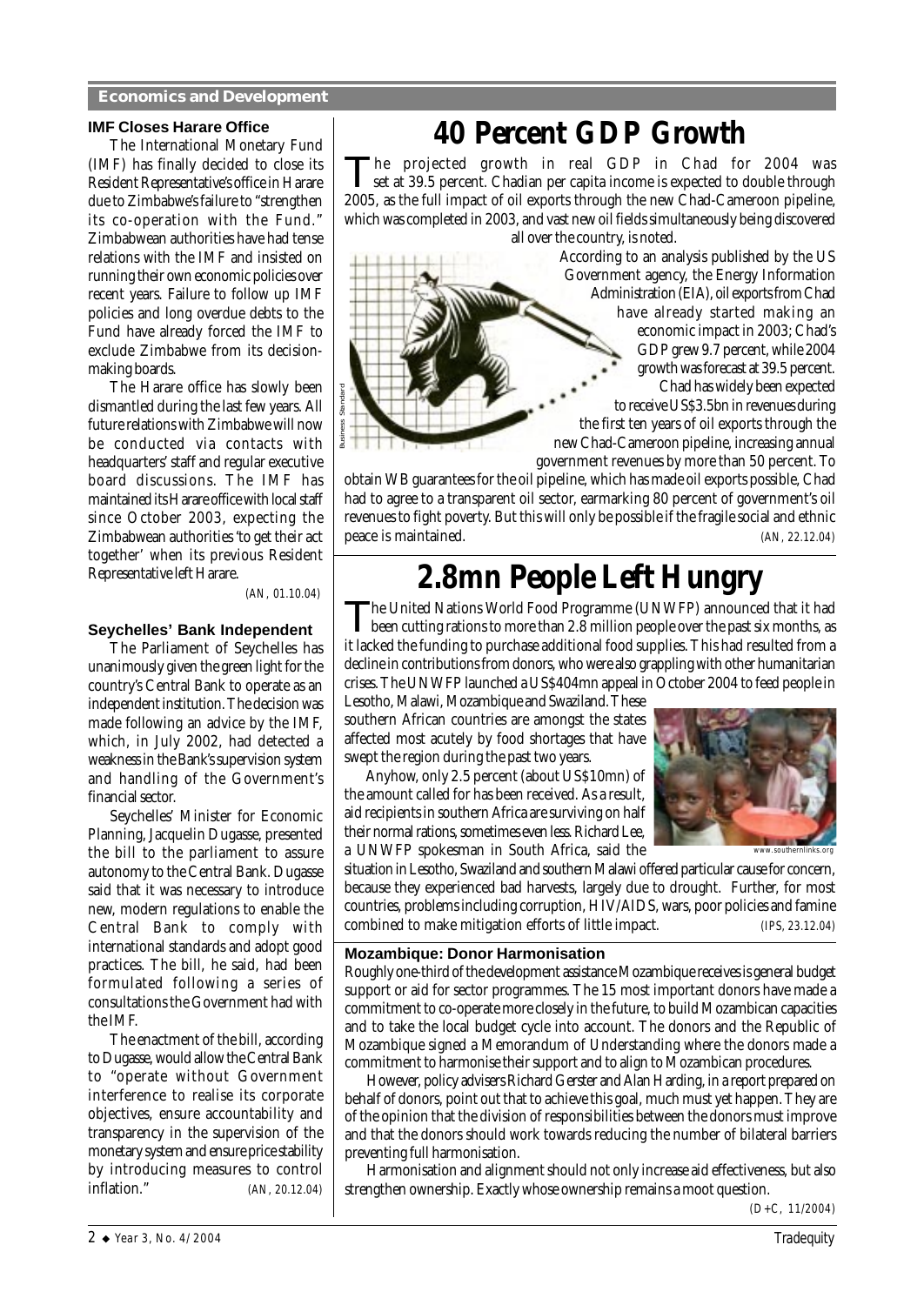## Economics and Development

### IMF Closes Harare Office

The International Monetary Fund (IMF) has finally decided to close its Resident Representative's office in Harare due to Zimbabwe's failure to "strengthen its co-operation with the Fund." Zimbabwean authorities have had tense relations with the IMF and insisted on running their own economic policies over recent years. Failure to follow up IMF policies and long overdue debts to the Fund have already forced the IMF to exclude Zimbabwe from its decision-making boards.

The Harare office has slowly been dismantled during the last few years. All future relations with Zimbabwe will now be conducted via contacts with headquarters' staff and regular executive board discussions. The IMF has maintained its Harare office with local staff since October 2003, expecting the Zimbabwean authorities 'to get their act together' when its previous Resident Representative left Harare.

*(AN, 01.10.04)*

### Seychelles' Bank Independent

The Parliament of Seychelles has unanimously given the green light for the country's Central Bank to operate as an independent institution. The decision was made following an advice by the IMF, which, in July 2002, had detected a weakness in the Bank's supervision system and handling of the Government's financial sector.

Seychelles' Minister for Economic Planning, Jacquelin Dugasse, presented the bill to the parliament to assure autonomy to the Central Bank. Dugasse said that it was necessary to introduce new, modern regulations to enable the Central Bank to comply with international standards and adopt good practices. The bill, he said, had been formulated following a series of consultations the Government had with the IMF.

The enactment of the bill, according to Dugasse, would allow the Central Bank to "operate without Government interference to realise its corporate objectives, ensure accountability and transparency in the supervision of the monetary system and ensure price stability by introducing measures to control inflation."

*(AN, 20.12.04)*

# 40 Percent GDP Growth

The projected growth in real GDP in Chad for 2004 was set at 39.5 percent. Chadian per capita income is expected to double through 2005, as the full impact of oil exports through the new Chad-Cameroon pipeline, which was completed in 2003, and vast new oil fields simultaneously being discovered all over the country, is noted.

Business Standard

According to an analysis published by the US Government agency, the Energy Information Administration (EIA), oil exports from Chad have already started making an economic impact in 2003; Chad's GDP grew 9.7 percent, while 2004 growth was forecast at 39.5 percent. Chad has widely been expected to receive US$3.5bn in revenues during the first ten years of oil exports through the new Chad-Cameroon pipeline, increasing annual government revenues by more than 50 percent. To obtain WB guarantees for the oil pipeline, which has made oil exports possible, Chad had to agree to a transparent oil sector, earmarking 80 percent of government's oil revenues to fight poverty. But this will only be possible if the fragile social and ethnic peace is maintained.

*(AN, 22.12.04)*

# 2.8mn People Left Hungry

The United Nations World Food Programme (UNWFP) announced that it had been cutting rations to more than 2.8 million people over the past six months, as it lacked the funding to purchase additional food supplies. This had resulted from a decline in contributions from donors, who were also grappling with other humanitarian crises. The UNWFP launched a US$404mn appeal in October 2004 to feed people in Lesotho, Malawi, Mozambique and Swaziland. These southern African countries are amongst the states affected most acutely by food shortages that have swept the region during the past two years.

Anyhow, only 2.5 percent (about US$10mn) of the amount called for has been received. As a result, aid recipients in southern Africa are surviving on half their normal rations, sometimes even less. Richard Lee, a UNWFP spokesman in South Africa, said the situation in Lesotho, Swaziland and southern Malawi offered particular cause for concern, because they experienced bad harvests, largely due to drought. Further, for most countries, problems including corruption, HIV/AIDS, wars, poor policies and famine combined to make mitigation efforts of little impact.

www.southernlinks.org

*(IPS, 23.12.04)*

### Mozambique: Donor Harmonisation

Roughly one-third of the development assistance Mozambique receives is general budget support or aid for sector programmes. The 15 most important donors have made a commitment to co-operate more closely in the future, to build Mozambican capacities and to take the local budget cycle into account. The donors and the Republic of Mozambique signed a Memorandum of Understanding where the donors made a commitment to harmonise their support and to align to Mozambican procedures.

However, policy advisers Richard Gerster and Alan Harding, in a report prepared on behalf of donors, point out that to achieve this goal, much must yet happen. They are of the opinion that the division of responsibilities between the donors must improve and that the donors should work towards reducing the number of bilateral barriers preventing full harmonisation.

Harmonisation and alignment should not only increase aid effectiveness, but also strengthen ownership. Exactly whose ownership remains a moot question.

*(D+C, 11/2004)*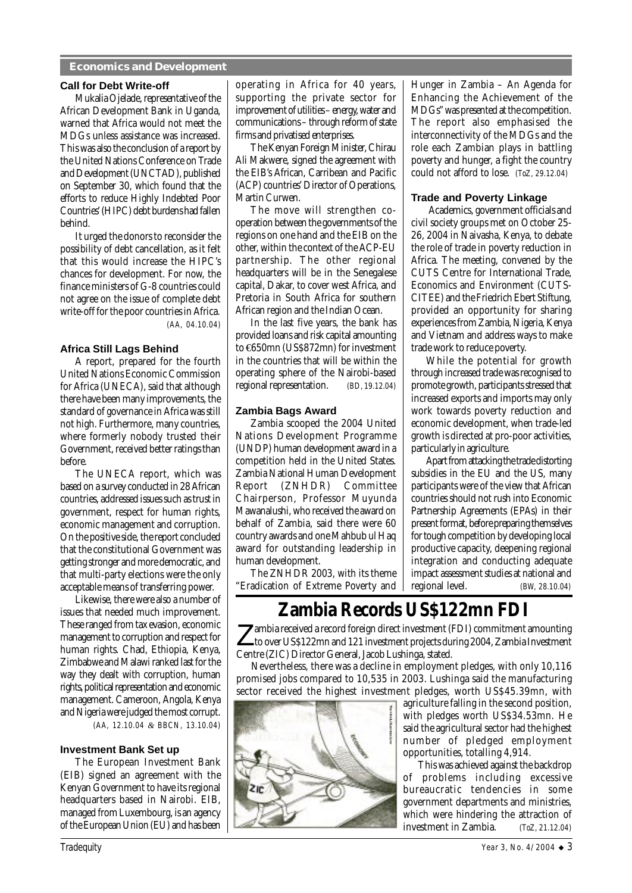## Economics and Development

### Call for Debt Write-off

Mukalia Ojelade, representative of the African Development Bank in Uganda, warned that Africa would not meet the MDGs unless assistance was increased. This was also the conclusion of a report by the United Nations Conference on Trade and Development (UNCTAD), published on September 30, which found that the efforts to reduce Highly Indebted Poor Countries' (HIPC) debt burdens had fallen behind.

It urged the donors to reconsider the possibility of debt cancellation, as it felt that this would increase the HIPC's chances for development. For now, the finance ministers of G-8 countries could not agree on the issue of complete debt write-off for the poor countries in Africa. *(AA, 04.10.04)*

### Africa Still Lags Behind

A report, prepared for the fourth United Nations Economic Commission for Africa (UNECA), said that although there have been many improvements, the standard of governance in Africa was still not high. Furthermore, many countries, where formerly nobody trusted their Government, received better ratings than before.

The UNECA report, which was based on a survey conducted in 28 African countries, addressed issues such as trust in government, respect for human rights, economic management and corruption. On the positive side, the report concluded that the constitutional Government was getting stronger and more democratic, and that multi-party elections were the only acceptable means of transferring power.

Likewise, there were also a number of issues that needed much improvement. These ranged from tax evasion, economic management to corruption and respect for human rights. Chad, Ethiopia, Kenya, Zimbabwe and Malawi ranked last for the way they dealt with corruption, human rights, political representation and economic management. Cameroon, Angola, Kenya and Nigeria were judged the most corrupt. *(AA, 12.10.04 & BBCN, 13.10.04)*

### Investment Bank Set up

The European Investment Bank (EIB) signed an agreement with the Kenyan Government to have its regional headquarters based in Nairobi. EIB, managed from Luxembourg, is an agency of the European Union (EU) and has been operating in Africa for 40 years, supporting the private sector for improvement of utilities – energy, water and communications – through reform of state firms and privatised enterprises.

The Kenyan Foreign Minister, Chirau Ali Makwere, signed the agreement with the EIB's African, Carribean and Pacific (ACP) countries' Director of Operations, Martin Curwen.

The move will strengthen co-operation between the governments of the regions on one hand and the EIB on the other, within the context of the ACP-EU partnership. The other regional headquarters will be in the Senegalese capital, Dakar, to cover west Africa, and Pretoria in South Africa for southern African region and the Indian Ocean.

In the last five years, the bank has provided loans and risk capital amounting to €650mn (US$872mn) for investment in the countries that will be within the operating sphere of the Nairobi-based regional representation. *(BD, 19.12.04)*

### Zambia Bags Award

Zambia scooped the 2004 United Nations Development Programme (UNDP) human development award in a competition held in the United States. Zambia National Human Development Report (ZNHDR) Committee Chairperson, Professor Muyunda Mawanalushi, who received the award on behalf of Zambia, said there were 60 country awards and one Mahbub ul Haq award for outstanding leadership in human development.

The ZNHDR 2003, with its theme "Eradication of Extreme Poverty and Hunger in Zambia – An Agenda for Enhancing the Achievement of the MDGs" was presented at the competition. The report also emphasised the interconnectivity of the MDGs and the role each Zambian plays in battling poverty and hunger, a fight the country could not afford to lose. *(ToZ, 29.12.04)*

### Trade and Poverty Linkage

Academics, government officials and civil society groups met on October 25-26, 2004 in Naivasha, Kenya, to debate the role of trade in poverty reduction in Africa. The meeting, convened by the CUTS Centre for International Trade, Economics and Environment (CUTS-CITEE) and the Friedrich Ebert Stiftung, provided an opportunity for sharing experiences from Zambia, Nigeria, Kenya and Vietnam and address ways to make trade work to reduce poverty.

While the potential for growth through increased trade was recognised to promote growth, participants stressed that increased exports and imports may only work towards poverty reduction and economic development, when trade-led growth is directed at pro-poor activities, particularly in agriculture.

Apart from attacking the trade distorting subsidies in the EU and the US, many participants were of the view that African countries should not rush into Economic Partnership Agreements (EPAs) in their present format, before preparing themselves for tough competition by developing local productive capacity, deepening regional integration and conducting adequate impact assessment studies at national and regional level. *(BW, 28.10.04)*

# Zambia Records US$122mn FDI

Zambia received a record foreign direct investment (FDI) commitment amounting to over US$122mn and 121 investment projects during 2004, Zambia Investment Centre (ZIC) Director General, Jacob Lushinga, stated.

Nevertheless, there was a decline in employment pledges, with only 10,116 promised jobs compared to 10,535 in 2003. Lushinga said the manufacturing sector received the highest investment pledges, worth US$45.39mn, with agriculture falling in the second position, with pledges worth US$34.53mn. He said the agricultural sector had the highest number of pledged employment opportunities, totalling 4,914.

This was achieved against the backdrop of problems including excessive bureaucratic tendencies in some government departments and ministries, which were hindering the attraction of investment in Zambia. *(ToZ, 21.12.04)*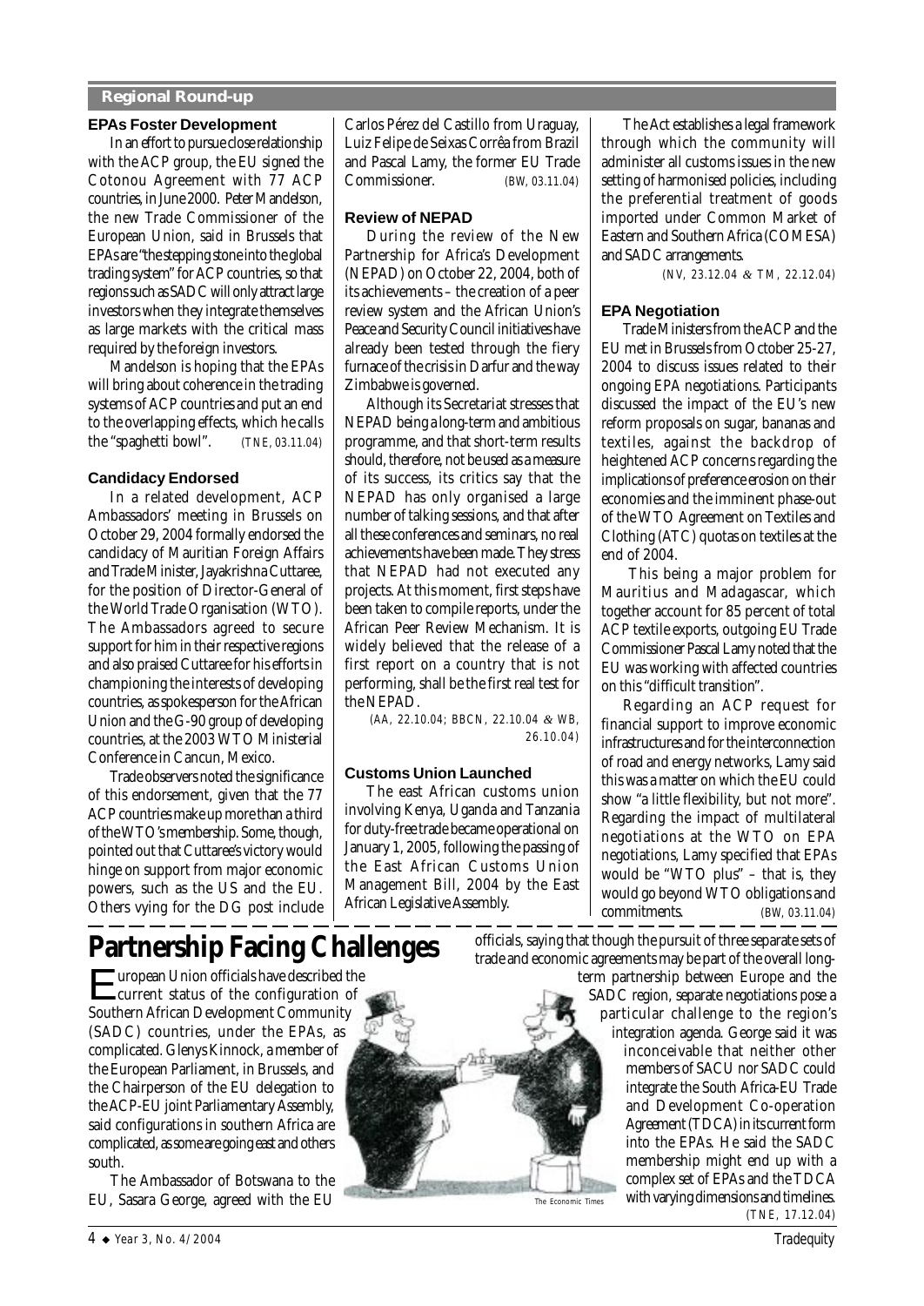## Regional Round-up

### EPAs Foster Development

In an effort to pursue close relationship with the ACP group, the EU signed the Cotonou Agreement with 77 ACP countries, in June 2000. Peter Mandelson, the new Trade Commissioner of the European Union, said in Brussels that EPAs are "the stepping stone into the global trading system" for ACP countries, so that regions such as SADC will only attract large investors when they integrate themselves as large markets with the critical mass required by the foreign investors.

Mandelson is hoping that the EPAs will bring about coherence in the trading systems of ACP countries and put an end to the overlapping effects, which he calls the "spaghetti bowl". *(TNE, 03.11.04)*

### Candidacy Endorsed

In a related development, ACP Ambassadors' meeting in Brussels on October 29, 2004 formally endorsed the candidacy of Mauritian Foreign Affairs and Trade Minister, Jayakrishna Cuttaree, for the position of Director-General of the World Trade Organisation (WTO). The Ambassadors agreed to secure support for him in their respective regions and also praised Cuttaree for his efforts in championing the interests of developing countries, as spokesperson for the African Union and the G-90 group of developing countries, at the 2003 WTO Ministerial Conference in Cancun, Mexico.

Trade observers noted the significance of this endorsement, given that the 77 ACP countries make up more than a third of the WTO's membership. Some, though, pointed out that Cuttaree's victory would hinge on support from major economic powers, such as the US and the EU. Others vying for the DG post include Carlos Pérez del Castillo from Uraguay, Luiz Felipe de Seixas Corrêa from Brazil and Pascal Lamy, the former EU Trade Commissioner. *(BW, 03.11.04)*

### Review of NEPAD

During the review of the New Partnership for Africa's Development (NEPAD) on October 22, 2004, both of its achievements – the creation of a peer review system and the African Union's Peace and Security Council initiatives have already been tested through the fiery furnace of the crisis in Darfur and the way Zimbabwe is governed.

Although its Secretariat stresses that NEPAD being a long-term and ambitious programme, and that short-term results should, therefore, not be used as a measure of its success, its critics say that the NEPAD has only organised a large number of talking sessions, and that after all these conferences and seminars, no real achievements have been made. They stress that NEPAD had not executed any projects. At this moment, first steps have been taken to compile reports, under the African Peer Review Mechanism. It is widely believed that the release of a first report on a country that is not performing, shall be the first real test for the NEPAD.

*(AA, 22.10.04; BBCN, 22.10.04 & WB, 26.10.04)*

### Customs Union Launched

The east African customs union involving Kenya, Uganda and Tanzania for duty-free trade became operational on January 1, 2005, following the passing of the East African Customs Union Management Bill, 2004 by the East African Legislative Assembly.

The Act establishes a legal framework through which the community will administer all customs issues in the new setting of harmonised policies, including the preferential treatment of goods imported under Common Market of Eastern and Southern Africa (COMESA) and SADC arrangements.

*(NV, 23.12.04 & TM, 22.12.04)*

### EPA Negotiation

Trade Ministers from the ACP and the EU met in Brussels from October 25-27, 2004 to discuss issues related to their ongoing EPA negotiations. Participants discussed the impact of the EU's new reform proposals on sugar, bananas and textiles, against the backdrop of heightened ACP concerns regarding the implications of preference erosion on their economies and the imminent phase-out of the WTO Agreement on Textiles and Clothing (ATC) quotas on textiles at the end of 2004.

This being a major problem for Mauritius and Madagascar, which together account for 85 percent of total ACP textile exports, outgoing EU Trade Commissioner Pascal Lamy noted that the EU was working with affected countries on this "difficult transition".

Regarding an ACP request for financial support to improve economic infrastructures and for the interconnection of road and energy networks, Lamy said this was a matter on which the EU could show "a little flexibility, but not more". Regarding the impact of multilateral negotiations at the WTO on EPA negotiations, Lamy specified that EPAs would be "WTO plus" – that is, they would go beyond WTO obligations and commitments. *(BW, 03.11.04)*

# Partnership Facing Challenges

European Union officials have described the current status of the configuration of Southern African Development Community (SADC) countries, under the EPAs, as complicated. Glenys Kinnock, a member of the European Parliament, in Brussels, and the Chairperson of the EU delegation to the ACP-EU joint Parliamentary Assembly, said configurations in southern Africa are complicated, as some are going east and others south.

The Ambassador of Botswana to the EU, Sasara George, agreed with the EU officials, saying that though the pursuit of three separate sets of trade and economic agreements may be part of the overall long-term partnership between Europe and the SADC region, separate negotiations pose a particular challenge to the region's integration agenda. George said it was inconceivable that neither other members of SACU nor SADC could integrate the South Africa-EU Trade and Development Co-operation Agreement (TDCA) in its current form into the EPAs. He said the SADC membership might end up with a complex set of EPAs and the TDCA with varying dimensions and timelines.

*(TNE, 17.12.04)*

The Economic Times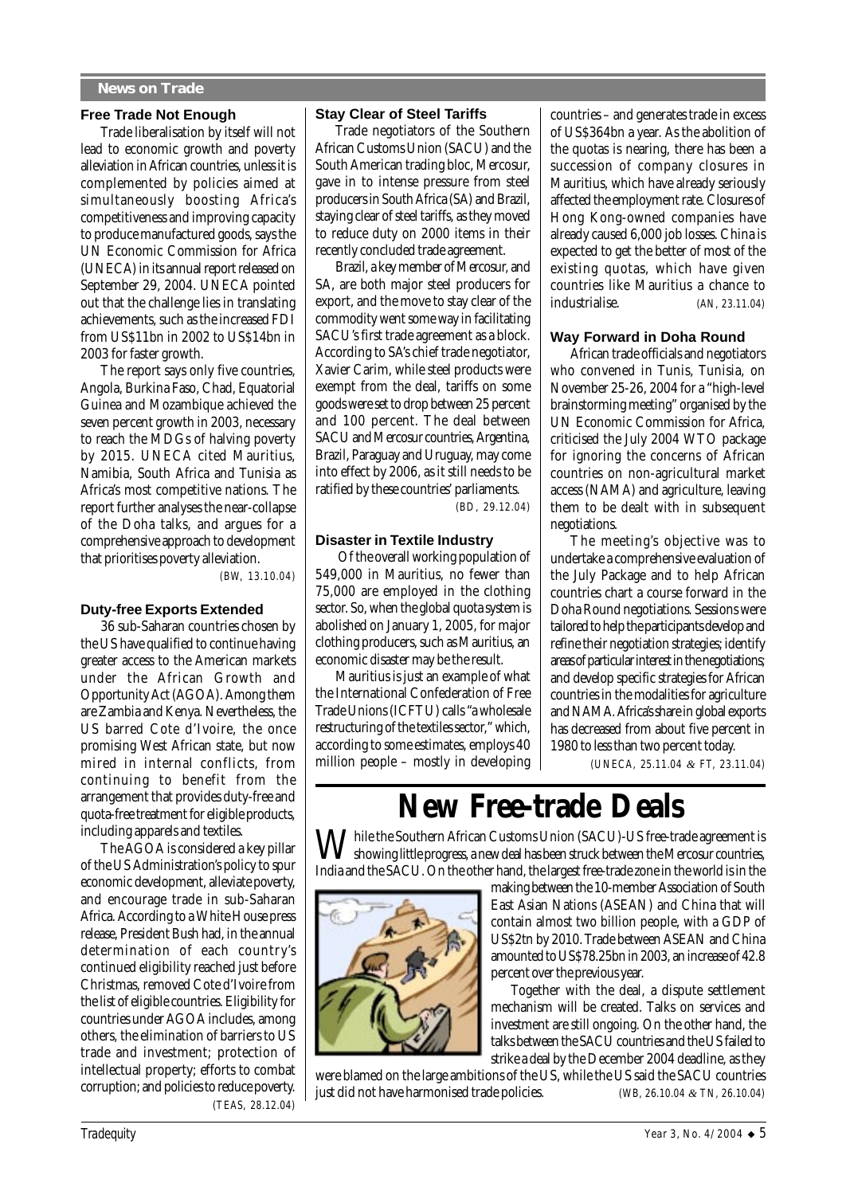## News on Trade

### Free Trade Not Enough

Trade liberalisation by itself will not lead to economic growth and poverty alleviation in African countries, unless it is complemented by policies aimed at simultaneously boosting Africa's competitiveness and improving capacity to produce manufactured goods, says the UN Economic Commission for Africa (UNECA) in its annual report released on September 29, 2004. UNECA pointed out that the challenge lies in translating achievements, such as the increased FDI from US$11bn in 2002 to US$14bn in 2003 for faster growth.

The report says only five countries, Angola, Burkina Faso, Chad, Equatorial Guinea and Mozambique achieved the seven percent growth in 2003, necessary to reach the MDGs of halving poverty by 2015. UNECA cited Mauritius, Namibia, South Africa and Tunisia as Africa's most competitive nations. The report further analyses the near-collapse of the Doha talks, and argues for a comprehensive approach to development that prioritises poverty alleviation.

*(BW, 13.10.04)*

### Duty-free Exports Extended

36 sub-Saharan countries chosen by the US have qualified to continue having greater access to the American markets under the African Growth and Opportunity Act (AGOA). Among them are Zambia and Kenya. Nevertheless, the US barred Cote d'Ivoire, the once promising West African state, but now mired in internal conflicts, from continuing to benefit from the arrangement that provides duty-free and quota-free treatment for eligible products, including apparels and textiles.

The AGOA is considered a key pillar of the US Administration's policy to spur economic development, alleviate poverty, and encourage trade in sub-Saharan Africa. According to a White House press release, President Bush had, in the annual determination of each country's continued eligibility reached just before Christmas, removed Cote d'Ivoire from the list of eligible countries. Eligibility for countries under AGOA includes, among others, the elimination of barriers to US trade and investment; protection of intellectual property; efforts to combat corruption; and policies to reduce poverty.

*(TEAS, 28.12.04)*

### Stay Clear of Steel Tariffs

Trade negotiators of the Southern African Customs Union (SACU) and the South American trading bloc, Mercosur, gave in to intense pressure from steel producers in South Africa (SA) and Brazil, staying clear of steel tariffs, as they moved to reduce duty on 2000 items in their recently concluded trade agreement.

Brazil, a key member of Mercosur, and SA, are both major steel producers for export, and the move to stay clear of the commodity went some way in facilitating SACU's first trade agreement as a block. According to SA's chief trade negotiator, Xavier Carim, while steel products were exempt from the deal, tariffs on some goods were set to drop between 25 percent and 100 percent. The deal between SACU and Mercosur countries, Argentina, Brazil, Paraguay and Uruguay, may come into effect by 2006, as it still needs to be ratified by these countries' parliaments.

*(BD, 29.12.04)*

### Disaster in Textile Industry

Of the overall working population of 549,000 in Mauritius, no fewer than 75,000 are employed in the clothing sector. So, when the global quota system is abolished on January 1, 2005, for major clothing producers, such as Mauritius, an economic disaster may be the result.

Mauritius is just an example of what the International Confederation of Free Trade Unions (ICFTU) calls "a wholesale restructuring of the textiles sector," which, according to some estimates, employs 40 million people – mostly in developing countries – and generates trade in excess of US$364bn a year. As the abolition of the quotas is nearing, there has been a succession of company closures in Mauritius, which have already seriously affected the employment rate. Closures of Hong Kong-owned companies have already caused 6,000 job losses. China is expected to get the better of most of the existing quotas, which have given countries like Mauritius a chance to industrialise.

*(AN, 23.11.04)*

### Way Forward in Doha Round

African trade officials and negotiators who convened in Tunis, Tunisia, on November 25-26, 2004 for a "high-level brainstorming meeting" organised by the UN Economic Commission for Africa, criticised the July 2004 WTO package for ignoring the concerns of African countries on non-agricultural market access (NAMA) and agriculture, leaving them to be dealt with in subsequent negotiations.

The meeting's objective was to undertake a comprehensive evaluation of the July Package and to help African countries chart a course forward in the Doha Round negotiations. Sessions were tailored to help the participants develop and refine their negotiation strategies; identify areas of particular interest in the negotiations; and develop specific strategies for African countries in the modalities for agriculture and NAMA. Africa's share in global exports has decreased from about five percent in 1980 to less than two percent today.

*(UNECA, 25.11.04 & FT, 23.11.04)*

# New Free-trade Deals

While the Southern African Customs Union (SACU)-US free-trade agreement is showing little progress, a new deal has been struck between the Mercosur countries, India and the SACU. On the other hand, the largest free-trade zone in the world is in the making between the 10-member Association of South East Asian Nations (ASEAN) and China that will contain almost two billion people, with a GDP of US$2tn by 2010. Trade between ASEAN and China amounted to US$78.25bn in 2003, an increase of 42.8 percent over the previous year.

Together with the deal, a dispute settlement mechanism will be created. Talks on services and investment are still ongoing. On the other hand, the talks between the SACU countries and the US failed to strike a deal by the December 2004 deadline, as they were blamed on the large ambitions of the US, while the US said the SACU countries just did not have harmonised trade policies.

*(WB, 26.10.04 & TN, 26.10.04)*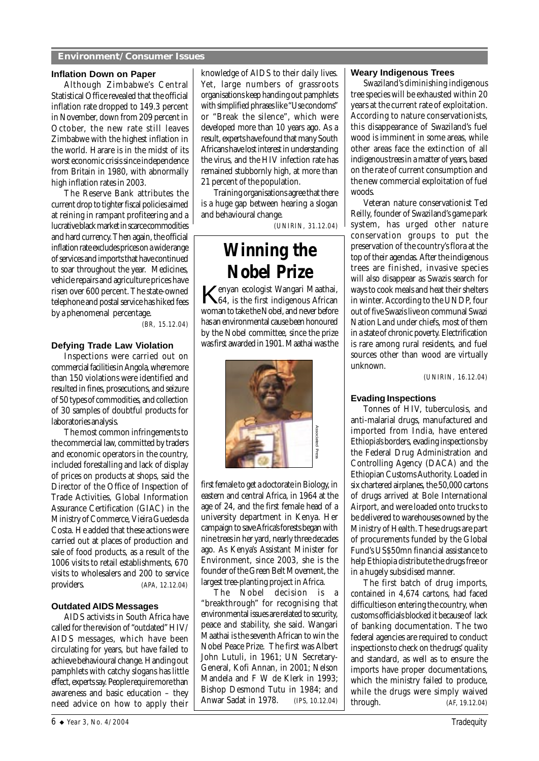## Environment/Consumer Issues

### Inflation Down on Paper

Although Zimbabwe's Central Statistical Office revealed that the official inflation rate dropped to 149.3 percent in November, down from 209 percent in October, the new rate still leaves Zimbabwe with the highest inflation in the world. Harare is in the midst of its worst economic crisis since independence from Britain in 1980, with abnormally high inflation rates in 2003.

The Reserve Bank attributes the current drop to tighter fiscal policies aimed at reining in rampant profiteering and a lucrative black market in scarce commodities and hard currency. Then again, the official inflation rate excludes prices on a wide range of services and imports that have continued to soar throughout the year. Medicines, vehicle repairs and agriculture prices have risen over 600 percent. The state-owned telephone and postal service has hiked fees by a phenomenal percentage.

*(BR, 15.12.04)*

### Defying Trade Law Violation

Inspections were carried out on commercial facilities in Angola, where more than 150 violations were identified and resulted in fines, prosecutions, and seizure of 50 types of commodities, and collection of 30 samples of doubtful products for laboratories analysis.

The most common infringements to the commercial law, committed by traders and economic operators in the country, included forestalling and lack of display of prices on products at shops, said the Director of the Office of Inspection of Trade Activities, Global Information Assurance Certification (GIAC) in the Ministry of Commerce, Vieira Guedes da Costa. He added that these actions were carried out at places of production and sale of food products, as a result of the 1006 visits to retail establishments, 670 visits to wholesalers and 200 to service providers. *(APA, 12.12.04)*

### Outdated AIDS Messages

AIDS activists in South Africa have called for the revision of "outdated" HIV/AIDS messages, which have been circulating for years, but have failed to achieve behavioural change. Handing out pamphlets with catchy slogans has little effect, experts say. People require more than awareness and basic education – they need advice on how to apply their knowledge of AIDS to their daily lives. Yet, large numbers of grassroots organisations keep handing out pamphlets with simplified phrases like "Use condoms" or "Break the silence", which were developed more than 10 years ago. As a result, experts have found that many South Africans have lost interest in understanding the virus, and the HIV infection rate has remained stubbornly high, at more than 21 percent of the population.

Training organisations agree that there is a huge gap between hearing a slogan and behavioural change.

*(UNIRIN, 31.12.04)*

## Winning the Nobel Prize

Kenyan ecologist Wangari Maathai, 64, is the first indigenous African woman to take the Nobel, and never before has an environmental cause been honoured by the Nobel committee, since the prize was first awarded in 1901. Maathai was the first female to get a doctorate in Biology, in eastern and central Africa, in 1964 at the age of 24, and the first female head of a university department in Kenya. Her campaign to save Africa's forests began with nine trees in her yard, nearly three decades ago. As Kenya's Assistant Minister for Environment, since 2003, she is the founder of the Green Belt Movement, the largest tree-planting project in Africa.

The Nobel decision is a "breakthrough" for recognising that environmental issues are related to security, peace and stability, she said. Wangari Maathai is the seventh African to win the Nobel Peace Prize. The first was Albert John Lutuli, in 1961; UN Secretary-General, Kofi Annan, in 2001; Nelson Mandela and F W de Klerk in 1993; Bishop Desmond Tutu in 1984; and Anwar Sadat in 1978. *(IPS, 10.12.04)*

### Weary Indigenous Trees

Swaziland's diminishing indigenous tree species will be exhausted within 20 years at the current rate of exploitation. According to nature conservationists, this disappearance of Swaziland's fuel wood is imminent in some areas, while other areas face the extinction of all indigenous trees in a matter of years, based on the rate of current consumption and the new commercial exploitation of fuel woods.

Veteran nature conservationist Ted Reilly, founder of Swaziland's game park system, has urged other nature conservation groups to put the preservation of the country's flora at the top of their agendas. After the indigenous trees are finished, invasive species will also disappear as Swazis search for ways to cook meals and heat their shelters in winter. According to the UNDP, four out of five Swazis live on communal Swazi Nation Land under chiefs, most of them in a state of chronic poverty. Electrification is rare among rural residents, and fuel sources other than wood are virtually unknown.

*(UNIRIN, 16.12.04)*

### Evading Inspections

Tonnes of HIV, tuberculosis, and anti-malarial drugs, manufactured and imported from India, have entered Ethiopia's borders, evading inspections by the Federal Drug Administration and Controlling Agency (DACA) and the Ethiopian Customs Authority. Loaded in six chartered airplanes, the 50,000 cartons of drugs arrived at Bole International Airport, and were loaded onto trucks to be delivered to warehouses owned by the Ministry of Health. These drugs are part of procurements funded by the Global Fund's US$50mn financial assistance to help Ethiopia distribute the drugs free or in a hugely subsidised manner.

The first batch of drug imports, contained in 4,674 cartons, had faced difficulties on entering the country, when customs officials blocked it because of lack of banking documentation. The two federal agencies are required to conduct inspections to check on the drugs' quality and standard, as well as to ensure the imports have proper documentations, which the ministry failed to produce, while the drugs were simply waived through. *(AF, 19.12.04)*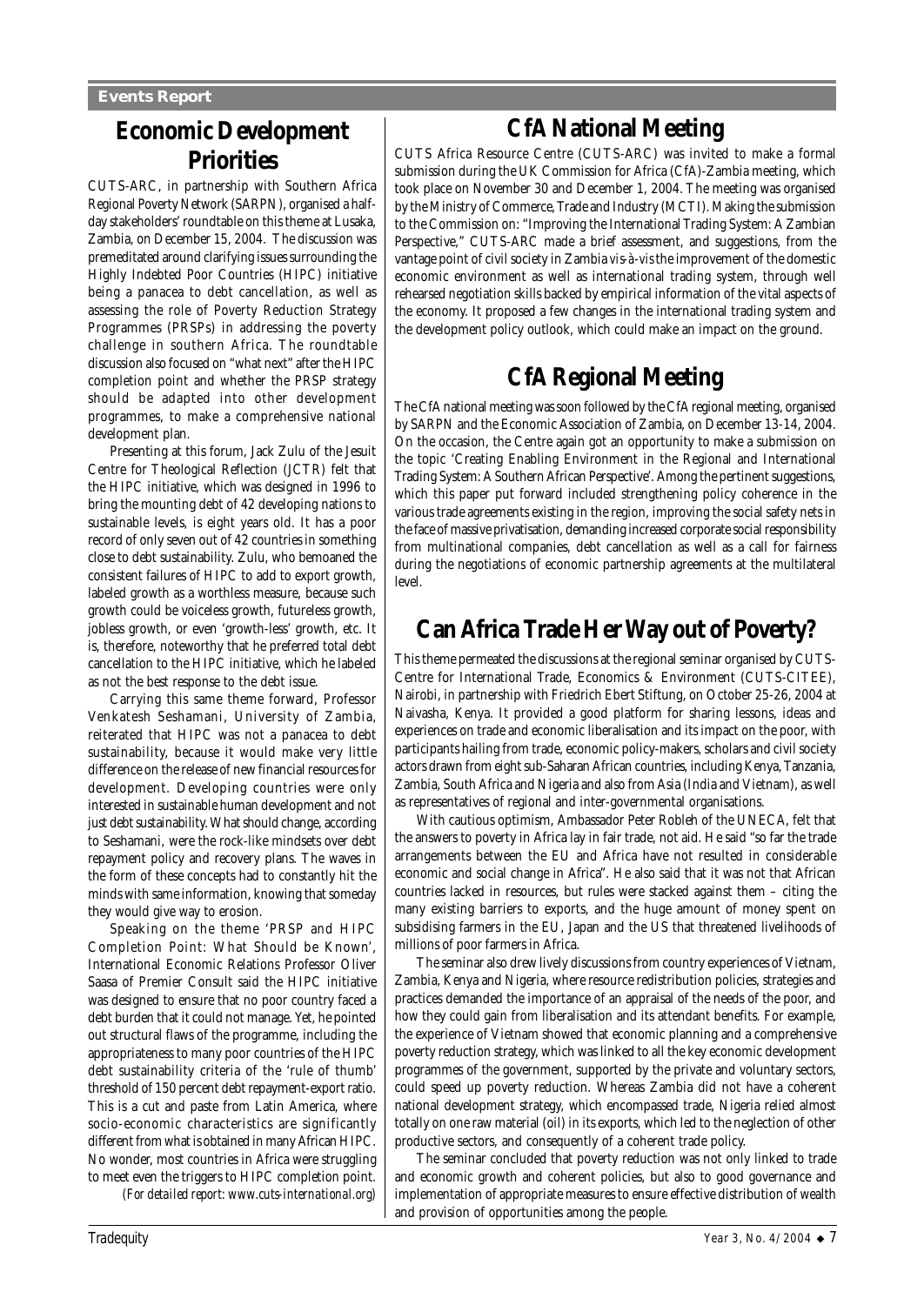## Economic Development Priorities

CUTS-ARC, in partnership with Southern Africa Regional Poverty Network (SARPN), organised a half-day stakeholders' roundtable on this theme at Lusaka, Zambia, on December 15, 2004. The discussion was premeditated around clarifying issues surrounding the Highly Indebted Poor Countries (HIPC) initiative being a panacea to debt cancellation, as well as assessing the role of Poverty Reduction Strategy Programmes (PRSPs) in addressing the poverty challenge in southern Africa. The roundtable discussion also focused on "what next" after the HIPC completion point and whether the PRSP strategy should be adapted into other development programmes, to make a comprehensive national development plan.

Presenting at this forum, Jack Zulu of the Jesuit Centre for Theological Reflection (JCTR) felt that the HIPC initiative, which was designed in 1996 to bring the mounting debt of 42 developing nations to sustainable levels, is eight years old. It has a poor record of only seven out of 42 countries in something close to debt sustainability. Zulu, who bemoaned the consistent failures of HIPC to add to export growth, labeled growth as a worthless measure, because such growth could be voiceless growth, futureless growth, jobless growth, or even 'growth-less' growth, etc. It is, therefore, noteworthy that he preferred total debt cancellation to the HIPC initiative, which he labeled as not the best response to the debt issue.

Carrying this same theme forward, Professor Venkatesh Seshamani, University of Zambia, reiterated that HIPC was not a panacea to debt sustainability, because it would make very little difference on the release of new financial resources for development. Developing countries were only interested in sustainable human development and not just debt sustainability. What should change, according to Seshamani, were the rock-like mindsets over debt repayment policy and recovery plans. The waves in the form of these concepts had to constantly hit the minds with same information, knowing that someday they would give way to erosion.

Speaking on the theme 'PRSP and HIPC Completion Point: What Should be Known', International Economic Relations Professor Oliver Saasa of Premier Consult said the HIPC initiative was designed to ensure that no poor country faced a debt burden that it could not manage. Yet, he pointed out structural flaws of the programme, including the appropriateness to many poor countries of the HIPC debt sustainability criteria of the 'rule of thumb' threshold of 150 percent debt repayment-export ratio. This is a cut and paste from Latin America, where socio-economic characteristics are significantly different from what is obtained in many African HIPC. No wonder, most countries in Africa were struggling to meet even the triggers to HIPC completion point.

*(For detailed report: www.cuts-international.org)*

## CfA National Meeting

CUTS Africa Resource Centre (CUTS-ARC) was invited to make a formal submission during the UK Commission for Africa (CfA)-Zambia meeting, which took place on November 30 and December 1, 2004. The meeting was organised by the Ministry of Commerce, Trade and Industry (MCTI). Making the submission to the Commission on: "Improving the International Trading System: A Zambian Perspective," CUTS-ARC made a brief assessment, and suggestions, from the vantage point of civil society in Zambia *vis-à-vis* the improvement of the domestic economic environment as well as international trading system, through well rehearsed negotiation skills backed by empirical information of the vital aspects of the economy. It proposed a few changes in the international trading system and the development policy outlook, which could make an impact on the ground.

## CfA Regional Meeting

The CfA national meeting was soon followed by the CfA regional meeting, organised by SARPN and the Economic Association of Zambia, on December 13-14, 2004. On the occasion, the Centre again got an opportunity to make a submission on the topic 'Creating Enabling Environment in the Regional and International Trading System: A Southern African Perspective'. Among the pertinent suggestions, which this paper put forward included strengthening policy coherence in the various trade agreements existing in the region, improving the social safety nets in the face of massive privatisation, demanding increased corporate social responsibility from multinational companies, debt cancellation as well as a call for fairness during the negotiations of economic partnership agreements at the multilateral level.

## Can Africa Trade Her Way out of Poverty?

This theme permeated the discussions at the regional seminar organised by CUTS-Centre for International Trade, Economics & Environment (CUTS-CITEE), Nairobi, in partnership with Friedrich Ebert Stiftung, on October 25-26, 2004 at Naivasha, Kenya. It provided a good platform for sharing lessons, ideas and experiences on trade and economic liberalisation and its impact on the poor, with participants hailing from trade, economic policy-makers, scholars and civil society actors drawn from eight sub-Saharan African countries, including Kenya, Tanzania, Zambia, South Africa and Nigeria and also from Asia (India and Vietnam), as well as representatives of regional and inter-governmental organisations.

With cautious optimism, Ambassador Peter Robleh of the UNECA, felt that the answers to poverty in Africa lay in fair trade, not aid. He said "so far the trade arrangements between the EU and Africa have not resulted in considerable economic and social change in Africa". He also said that it was not that African countries lacked in resources, but rules were stacked against them – citing the many existing barriers to exports, and the huge amount of money spent on subsidising farmers in the EU, Japan and the US that threatened livelihoods of millions of poor farmers in Africa.

The seminar also drew lively discussions from country experiences of Vietnam, Zambia, Kenya and Nigeria, where resource redistribution policies, strategies and practices demanded the importance of an appraisal of the needs of the poor, and how they could gain from liberalisation and its attendant benefits. For example, the experience of Vietnam showed that economic planning and a comprehensive poverty reduction strategy, which was linked to all the key economic development programmes of the government, supported by the private and voluntary sectors, could speed up poverty reduction. Whereas Zambia did not have a coherent national development strategy, which encompassed trade, Nigeria relied almost totally on one raw material (oil) in its exports, which led to the neglection of other productive sectors, and consequently of a coherent trade policy.

The seminar concluded that poverty reduction was not only linked to trade and economic growth and coherent policies, but also to good governance and implementation of appropriate measures to ensure effective distribution of wealth and provision of opportunities among the people.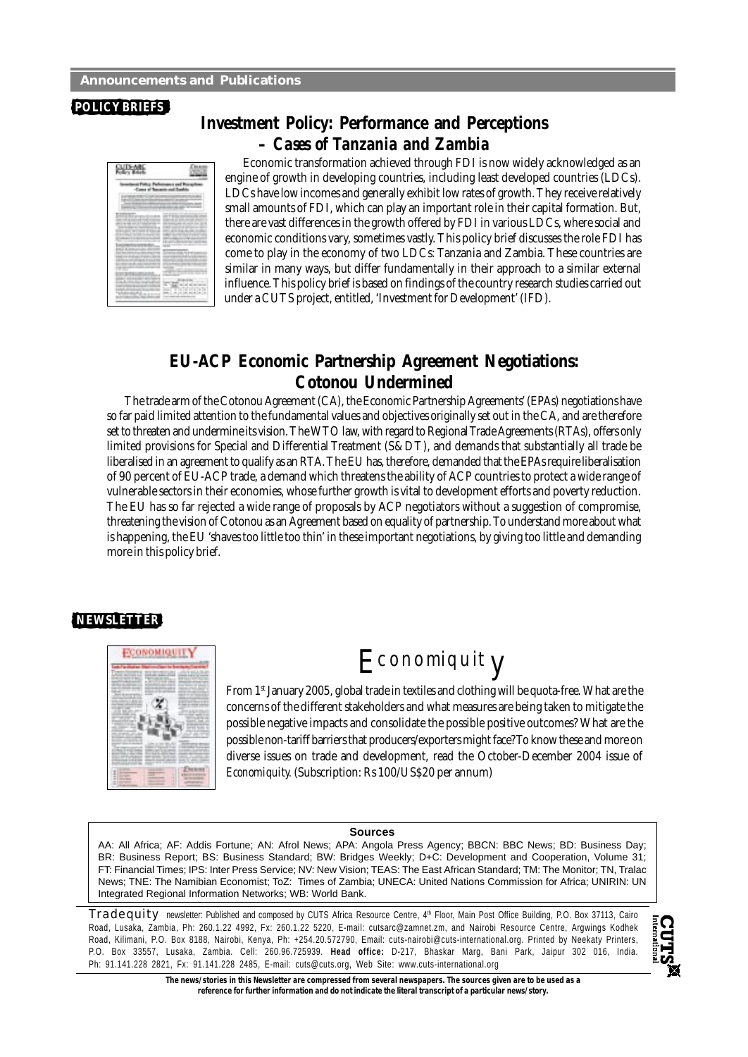**Announcements and Publications**

**POLICY BRIEFS**

## Investment Policy: Performance and Perceptions – *Cases of Tanzania and Zambia*

Economic transformation achieved through FDI is now widely acknowledged as an engine of growth in developing countries, including least developed countries (LDCs). LDCs have low incomes and generally exhibit low rates of growth. They receive relatively small amounts of FDI, which can play an important role in their capital formation. But, there are vast differences in the growth offered by FDI in various LDCs, where social and economic conditions vary, sometimes vastly. This policy brief discusses the role FDI has come to play in the economy of two LDCs: Tanzania and Zambia. These countries are similar in many ways, but differ fundamentally in their approach to a similar external influence. This policy brief is based on findings of the country research studies carried out under a CUTS project, entitled, 'Investment for Development' (IFD).

## EU-ACP Economic Partnership Agreement Negotiations: Cotonou Undermined

The trade arm of the Cotonou Agreement (CA), the Economic Partnership Agreements' (EPAs) negotiations have so far paid limited attention to the fundamental values and objectives originally set out in the CA, and are therefore set to threaten and undermine its vision. The WTO law, with regard to Regional Trade Agreements (RTAs), offers only limited provisions for Special and Differential Treatment (S&DT), and demands that substantially all trade be liberalised in an agreement to qualify as an RTA. The EU has, therefore, demanded that the EPAs require liberalisation of 90 percent of EU-ACP trade, a demand which threatens the ability of ACP countries to protect a wide range of vulnerable sectors in their economies, whose further growth is vital to development efforts and poverty reduction. The EU has so far rejected a wide range of proposals by ACP negotiators without a suggestion of compromise, threatening the vision of Cotonou as an Agreement based on equality of partnership. To understand more about what is happening, the EU 'shaves too little too thin' in these important negotiations, by giving too little and demanding more in this policy brief.

**NEWSLETTER**

## Economiquity

From 1st January 2005, global trade in textiles and clothing will be quota-free. What are the concerns of the different stakeholders and what measures are being taken to mitigate the possible negative impacts and consolidate the possible positive outcomes? What are the possible non-tariff barriers that producers/exporters might face? To know these and more on diverse issues on trade and development, read the October-December 2004 issue of *Economiquity*. (Subscription: Rs 100/US$20 per annum)

**Sources**

AA: All Africa; AF: Addis Fortune; AN: Afrol News; APA: Angola Press Agency; BBCN: BBC News; BD: Business Day; BR: Business Report; BS: Business Standard; BW: Bridges Weekly; D+C: Development and Cooperation, Volume 31; FT: Financial Times; IPS: Inter Press Service; NV: New Vision; TEAS: The East African Standard; TM: The Monitor; TN, Tralac News; TNE: The Namibian Economist; ToZ: Times of Zambia; UNECA: United Nations Commission for Africa; UNIRIN: UN Integrated Regional Information Networks; WB: World Bank.

Tradequity newsletter: Published and composed by CUTS Africa Resource Centre, 4th Floor, Main Post Office Building, P.O. Box 37113, Cairo Road, Lusaka, Zambia, Ph: 260.1.22 4992, Fx: 260.1.22 5220, E-mail: cutsarc@zamnet.zm, and Nairobi Resource Centre, Argwings Kodhek Road, Kilimani, P.O. Box 8188, Nairobi, Kenya, Ph: +254.20.572790, Email: cuts-nairobi@cuts-international.org. Printed by Neekaty Printers, P.O. Box 33557, Lusaka, Zambia. Cell: 260.96.725939. **Head office:** D-217, Bhaskar Marg, Bani Park, Jaipur 302 016, India. Ph: 91.141.228 2821, Fx: 91.141.228 2485, E-mail: cuts@cuts.org, Web Site: www.cuts-international.org

**The news/stories in this Newsletter are compressed from several newspapers. The sources given are to be used as a reference for further information and do not indicate the literal transcript of a particular news/story.**